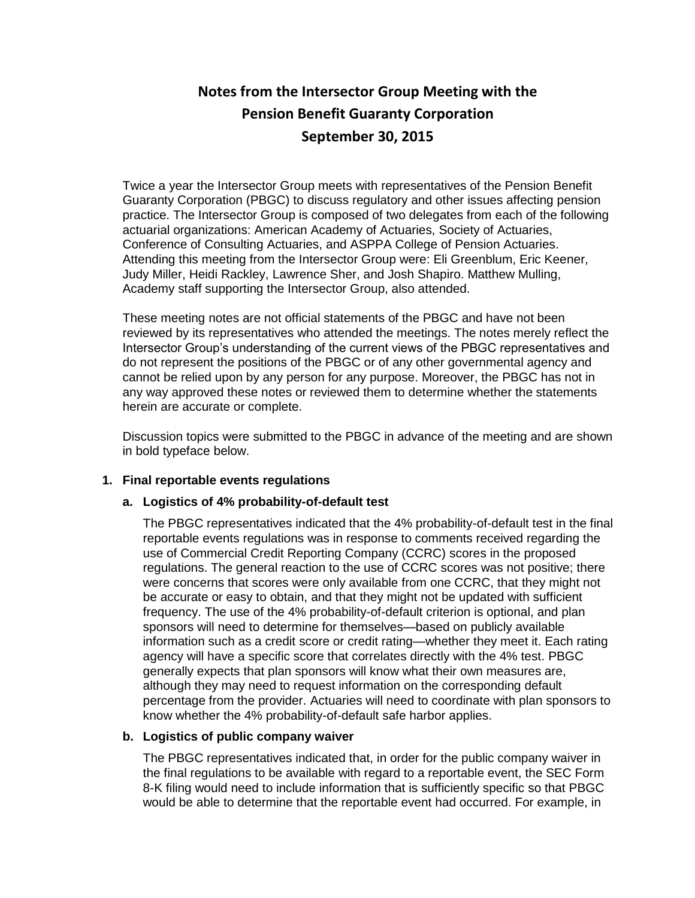# Notes from the Intersector Group Meeting with the Pension Benefit Guaranty Corporation September 30, 2015

Twice a year the Intersector Group meets with representatives of the Pension Benefit Guaranty Corporation (PBGC) to discuss regulatory and other issues affecting pension practice. The Intersector Group is composed of two delegates from each of the following actuarial organizations: American Academy of Actuaries, Society of Actuaries, Conference of Consulting Actuaries, and ASPPA College of Pension Actuaries. Attending this meeting from the Intersector Group were: Eli Greenblum, Eric Keener, Judy Miller, Heidi Rackley, Lawrence Sher, and Josh Shapiro. Matthew Mulling, Academy staff supporting the Intersector Group, also attended.

These meeting notes are not official statements of the PBGC and have not been reviewed by its representatives who attended the meetings. The notes merely reflect the Intersector Group's understanding of the current views of the PBGC representatives and do not represent the positions of the PBGC or of any other governmental agency and cannot be relied upon by any person for any purpose. Moreover, the PBGC has not in any way approved these notes or reviewed them to determine whether the statements herein are accurate or complete.

Discussion topics were submitted to the PBGC in advance of the meeting and are shown in bold typeface below.

1. **Final reportable events regulations**

   a. **Logistics of 4% probability-of-default test**

      The PBGC representatives indicated that the 4% probability-of-default test in the final reportable events regulations was in response to comments received regarding the use of Commercial Credit Reporting Company (CCRC) scores in the proposed regulations. The general reaction to the use of CCRC scores was not positive; there were concerns that scores were only available from one CCRC, that they might not be accurate or easy to obtain, and that they might not be updated with sufficient frequency. The use of the 4% probability-of-default criterion is optional, and plan sponsors will need to determine for themselves—based on publicly available information such as a credit score or credit rating—whether they meet it. Each rating agency will have a specific score that correlates directly with the 4% test. PBGC generally expects that plan sponsors will know what their own measures are, although they may need to request information on the corresponding default percentage from the provider. Actuaries will need to coordinate with plan sponsors to know whether the 4% probability-of-default safe harbor applies.

   b. **Logistics of public company waiver**

      The PBGC representatives indicated that, in order for the public company waiver in the final regulations to be available with regard to a reportable event, the SEC Form 8-K filing would need to include information that is sufficiently specific so that PBGC would be able to determine that the reportable event had occurred. For example, in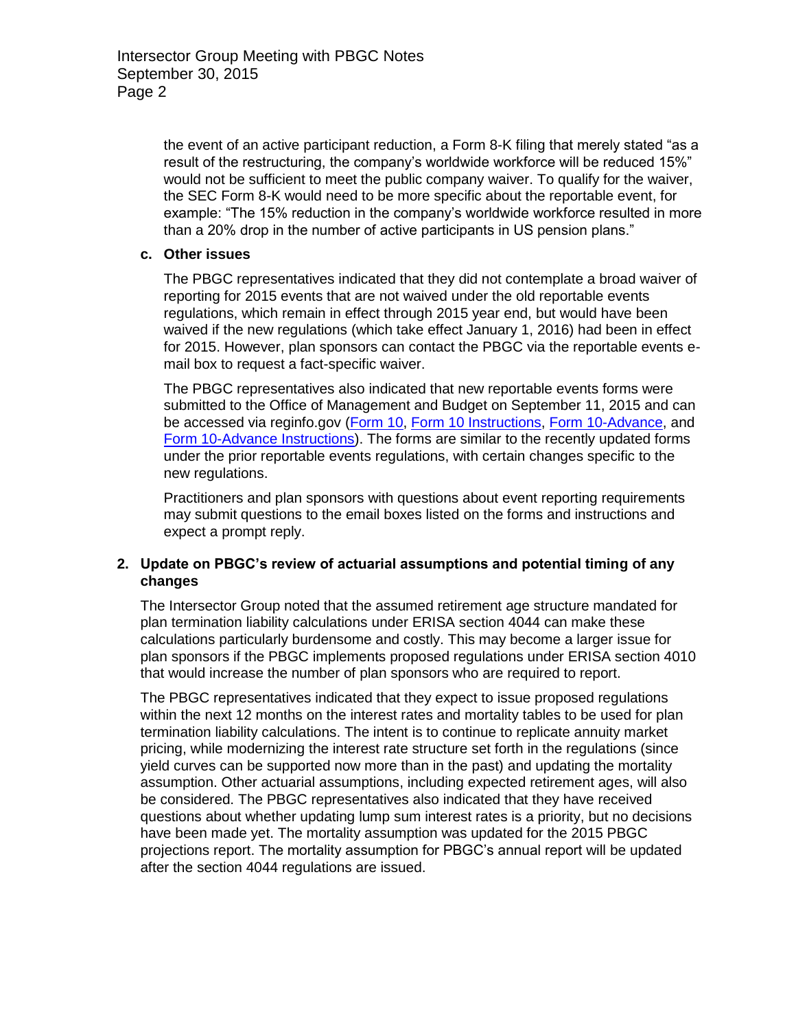the event of an active participant reduction, a Form 8-K filing that merely stated "as a result of the restructuring, the company's worldwide workforce will be reduced 15%" would not be sufficient to meet the public company waiver. To qualify for the waiver, the SEC Form 8-K would need to be more specific about the reportable event, for example: "The 15% reduction in the company's worldwide workforce resulted in more than a 20% drop in the number of active participants in US pension plans."

**c. Other issues**

The PBGC representatives indicated that they did not contemplate a broad waiver of reporting for 2015 events that are not waived under the old reportable events regulations, which remain in effect through 2015 year end, but would have been waived if the new regulations (which take effect January 1, 2016) had been in effect for 2015. However, plan sponsors can contact the PBGC via the reportable events e-mail box to request a fact-specific waiver.

The PBGC representatives also indicated that new reportable events forms were submitted to the Office of Management and Budget on September 11, 2015 and can be accessed via reginfo.gov (Form 10, Form 10 Instructions, Form 10-Advance, and Form 10-Advance Instructions). The forms are similar to the recently updated forms under the prior reportable events regulations, with certain changes specific to the new regulations.

Practitioners and plan sponsors with questions about event reporting requirements may submit questions to the email boxes listed on the forms and instructions and expect a prompt reply.

**2. Update on PBGC's review of actuarial assumptions and potential timing of any changes**

The Intersector Group noted that the assumed retirement age structure mandated for plan termination liability calculations under ERISA section 4044 can make these calculations particularly burdensome and costly. This may become a larger issue for plan sponsors if the PBGC implements proposed regulations under ERISA section 4010 that would increase the number of plan sponsors who are required to report.

The PBGC representatives indicated that they expect to issue proposed regulations within the next 12 months on the interest rates and mortality tables to be used for plan termination liability calculations. The intent is to continue to replicate annuity market pricing, while modernizing the interest rate structure set forth in the regulations (since yield curves can be supported now more than in the past) and updating the mortality assumption. Other actuarial assumptions, including expected retirement ages, will also be considered. The PBGC representatives also indicated that they have received questions about whether updating lump sum interest rates is a priority, but no decisions have been made yet. The mortality assumption was updated for the 2015 PBGC projections report. The mortality assumption for PBGC's annual report will be updated after the section 4044 regulations are issued.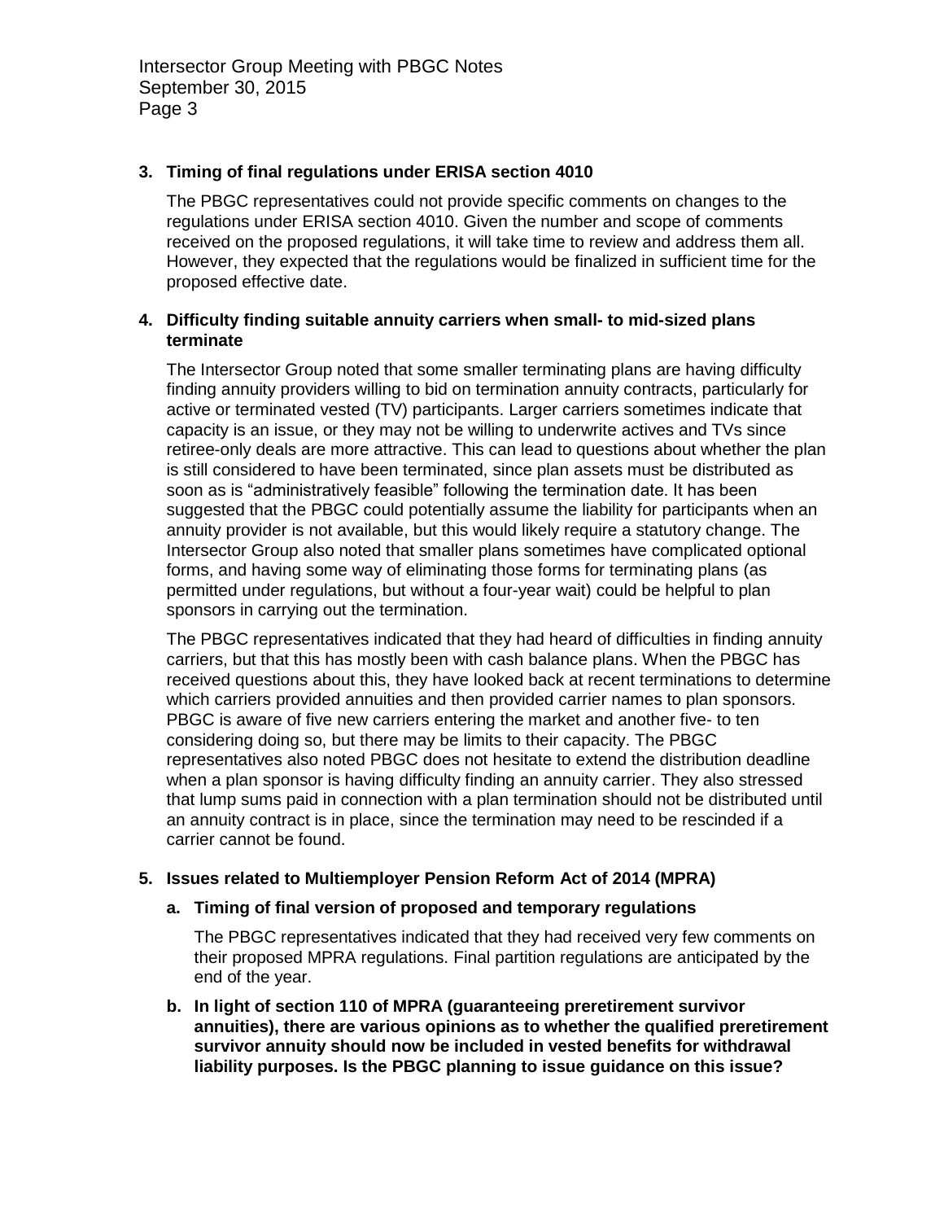### 3. Timing of final regulations under ERISA section 4010

The PBGC representatives could not provide specific comments on changes to the regulations under ERISA section 4010. Given the number and scope of comments received on the proposed regulations, it will take time to review and address them all. However, they expected that the regulations would be finalized in sufficient time for the proposed effective date.

### 4. Difficulty finding suitable annuity carriers when small- to mid-sized plans terminate

The Intersector Group noted that some smaller terminating plans are having difficulty finding annuity providers willing to bid on termination annuity contracts, particularly for active or terminated vested (TV) participants. Larger carriers sometimes indicate that capacity is an issue, or they may not be willing to underwrite actives and TVs since retiree-only deals are more attractive. This can lead to questions about whether the plan is still considered to have been terminated, since plan assets must be distributed as soon as is "administratively feasible" following the termination date. It has been suggested that the PBGC could potentially assume the liability for participants when an annuity provider is not available, but this would likely require a statutory change. The Intersector Group also noted that smaller plans sometimes have complicated optional forms, and having some way of eliminating those forms for terminating plans (as permitted under regulations, but without a four-year wait) could be helpful to plan sponsors in carrying out the termination.

The PBGC representatives indicated that they had heard of difficulties in finding annuity carriers, but that this has mostly been with cash balance plans. When the PBGC has received questions about this, they have looked back at recent terminations to determine which carriers provided annuities and then provided carrier names to plan sponsors. PBGC is aware of five new carriers entering the market and another five- to ten considering doing so, but there may be limits to their capacity. The PBGC representatives also noted PBGC does not hesitate to extend the distribution deadline when a plan sponsor is having difficulty finding an annuity carrier. They also stressed that lump sums paid in connection with a plan termination should not be distributed until an annuity contract is in place, since the termination may need to be rescinded if a carrier cannot be found.

### 5. Issues related to Multiemployer Pension Reform Act of 2014 (MPRA)

#### a. Timing of final version of proposed and temporary regulations

The PBGC representatives indicated that they had received very few comments on their proposed MPRA regulations. Final partition regulations are anticipated by the end of the year.

#### b. In light of section 110 of MPRA (guaranteeing preretirement survivor annuities), there are various opinions as to whether the qualified preretirement survivor annuity should now be included in vested benefits for withdrawal liability purposes. Is the PBGC planning to issue guidance on this issue?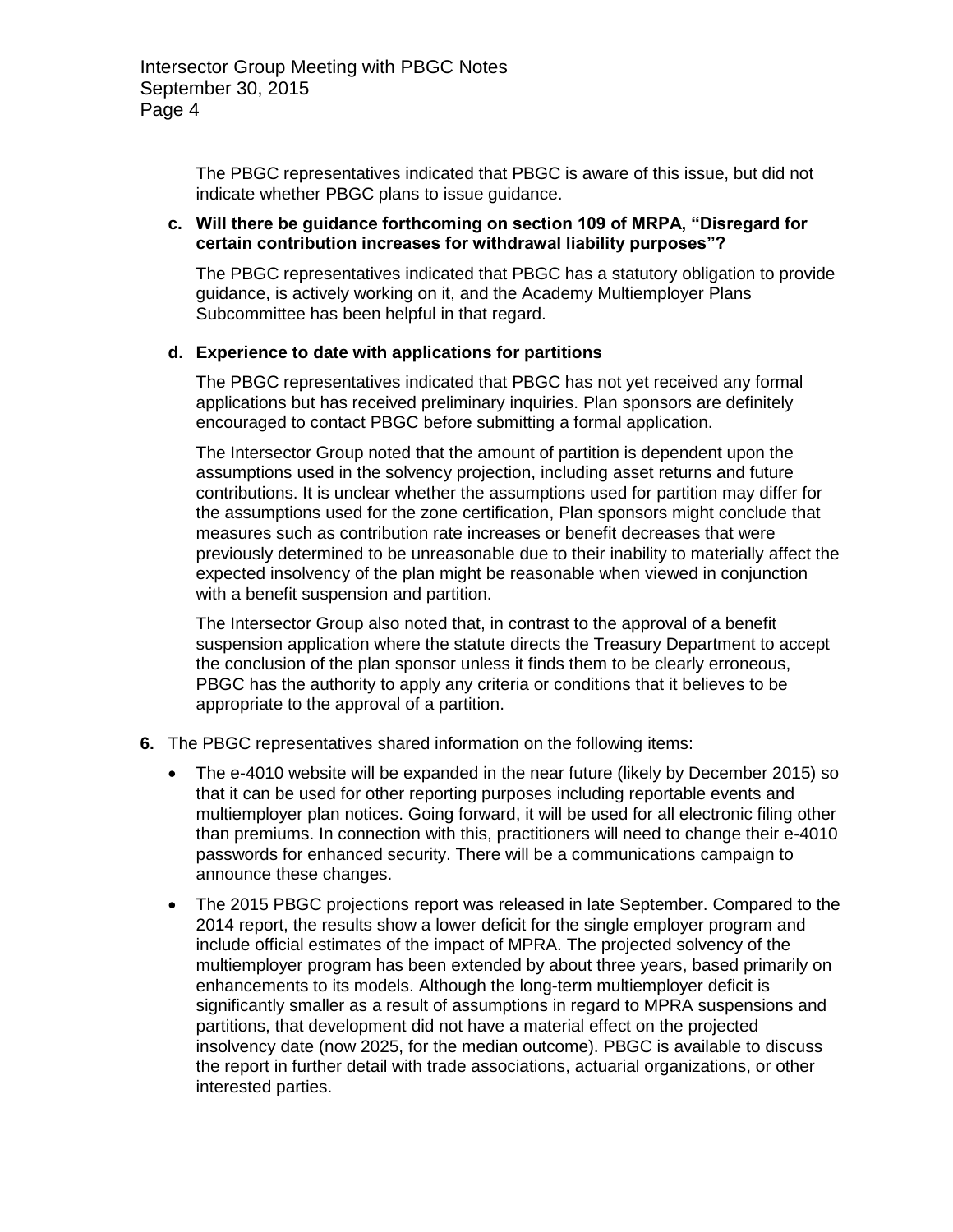The PBGC representatives indicated that PBGC is aware of this issue, but did not indicate whether PBGC plans to issue guidance.

**c. Will there be guidance forthcoming on section 109 of MRPA, "Disregard for certain contribution increases for withdrawal liability purposes"?**

The PBGC representatives indicated that PBGC has a statutory obligation to provide guidance, is actively working on it, and the Academy Multiemployer Plans Subcommittee has been helpful in that regard.

**d. Experience to date with applications for partitions**

The PBGC representatives indicated that PBGC has not yet received any formal applications but has received preliminary inquiries. Plan sponsors are definitely encouraged to contact PBGC before submitting a formal application.

The Intersector Group noted that the amount of partition is dependent upon the assumptions used in the solvency projection, including asset returns and future contributions. It is unclear whether the assumptions used for partition may differ for the assumptions used for the zone certification, Plan sponsors might conclude that measures such as contribution rate increases or benefit decreases that were previously determined to be unreasonable due to their inability to materially affect the expected insolvency of the plan might be reasonable when viewed in conjunction with a benefit suspension and partition.

The Intersector Group also noted that, in contrast to the approval of a benefit suspension application where the statute directs the Treasury Department to accept the conclusion of the plan sponsor unless it finds them to be clearly erroneous, PBGC has the authority to apply any criteria or conditions that it believes to be appropriate to the approval of a partition.

**6.** The PBGC representatives shared information on the following items:

- The e-4010 website will be expanded in the near future (likely by December 2015) so that it can be used for other reporting purposes including reportable events and multiemployer plan notices. Going forward, it will be used for all electronic filing other than premiums. In connection with this, practitioners will need to change their e-4010 passwords for enhanced security. There will be a communications campaign to announce these changes.
- The 2015 PBGC projections report was released in late September. Compared to the 2014 report, the results show a lower deficit for the single employer program and include official estimates of the impact of MPRA. The projected solvency of the multiemployer program has been extended by about three years, based primarily on enhancements to its models. Although the long-term multiemployer deficit is significantly smaller as a result of assumptions in regard to MPRA suspensions and partitions, that development did not have a material effect on the projected insolvency date (now 2025, for the median outcome). PBGC is available to discuss the report in further detail with trade associations, actuarial organizations, or other interested parties.